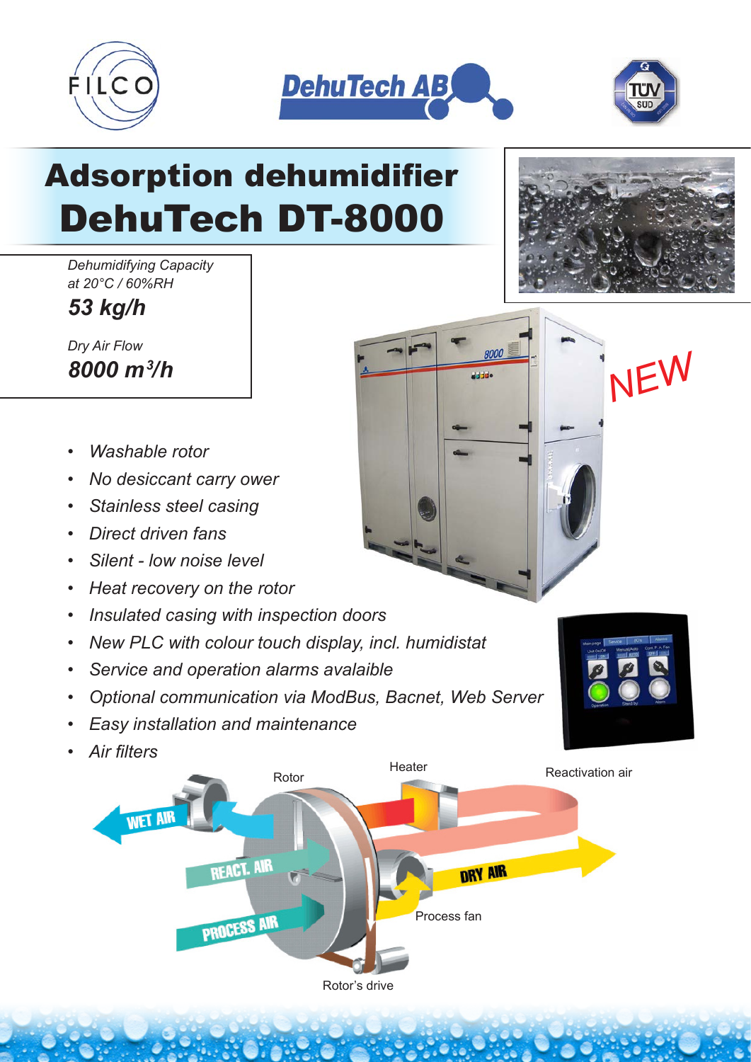# Adsorption dehumidifier
# DehuTech DT-8000

*Dehumidifying Capacity at 20°C / 60%RH*

***53 kg/h***

*Dry Air Flow*

***8000 m³/h***

NEW

- *Washable rotor*
- *No desiccant carry ower*
- *Stainless steel casing*
- *Direct driven fans*
- *Silent - low noise level*
- *Heat recovery on the rotor*
- *Insulated casing with inspection doors*
- *New PLC with colour touch display, incl. humidistat*
- *Service and operation alarms avalaible*
- *Optional communication via ModBus, Bacnet, Web Server*
- *Easy installation and maintenance*
- *Air filters*

Rotor
Heater
Reactivation air
WET AIR
REACT. AIR
PROCESS AIR
DRY AIR
Process fan
Rotor's drive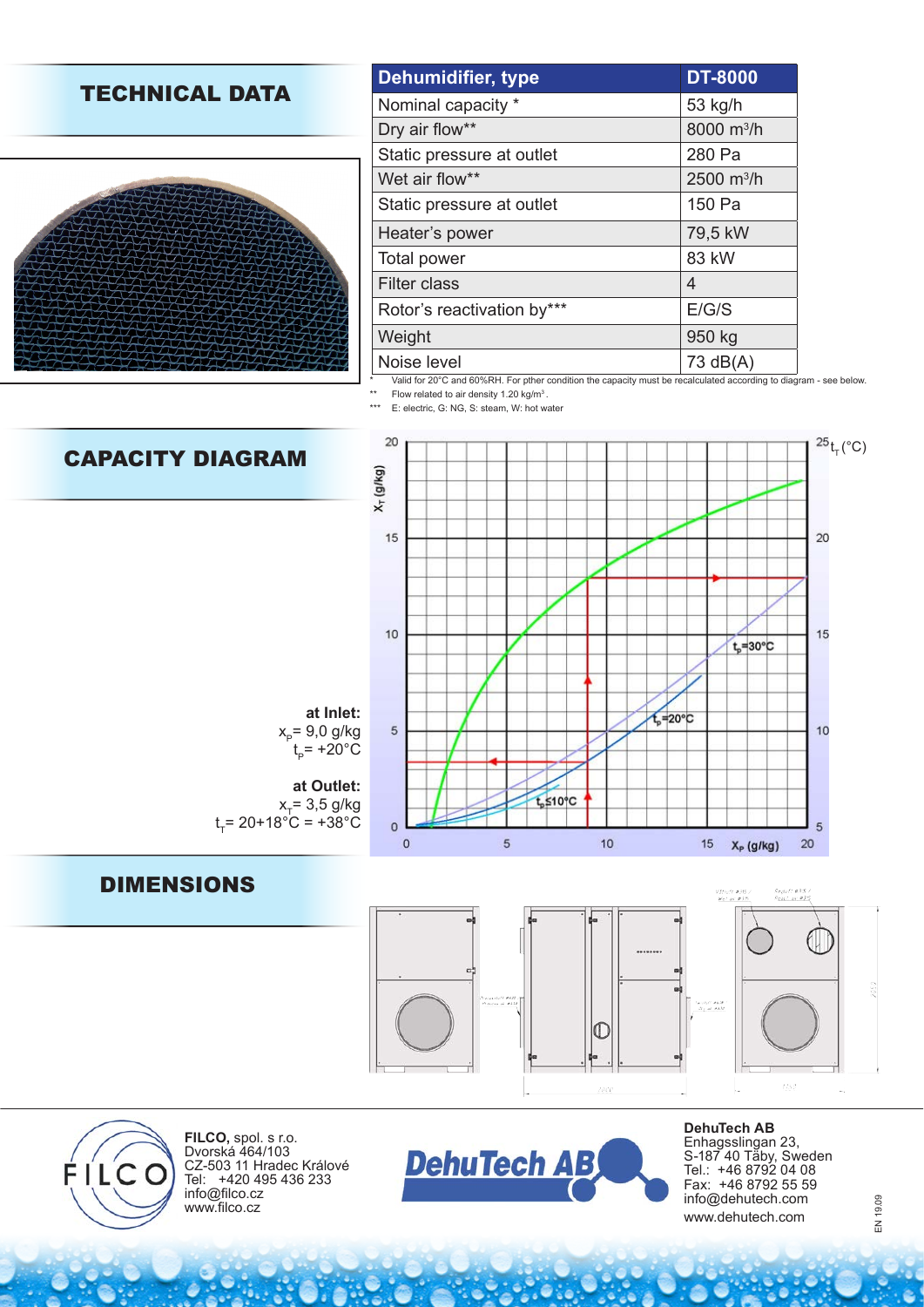## TECHNICAL DATA

| Dehumidifier, type | DT-8000 |
|---|---|
| Nominal capacity * | 53 kg/h |
| Dry air flow** | 8000 $m^3$/h |
| Static pressure at outlet | 280 Pa |
| Wet air flow** | 2500 $m^3$/h |
| Static pressure at outlet | 150 Pa |
| Heater's power | 79,5 kW |
| Total power | 83 kW |
| Filter class | 4 |
| Rotor's reactivation by*** | E/G/S |
| Weight | 950 kg |
| Noise level | 73 dB(A) |

\* Valid for 20°C and 60%RH. For pther condition the capacity must be recalculated according to diagram - see below.

** Flow related to air density 1.20 kg/$m^3$.

*** E: electric, G: NG, S: steam, W: hot water

## CAPACITY DIAGRAM

**at Inlet:**
$x_P$= 9,0 g/kg
$t_P$= +20°C

**at Outlet:**
$x_T$= 3,5 g/kg
$t_T$= 20+18°C = +38°C

$X_T$ (g/kg)
20
15
10
5
0

0
5
10
15
$X_P$ (g/kg)
20

25 $t_T$ (°C)
20
15
10
5

$t_P$=30°C
$t_P$=20°C
$t_P$≤10°C

## DIMENSIONS

**FILCO,** spol. s r.o.
Dvorská 464/103
CZ-503 11 Hradec Králové
Tel: +420 495 436 233
info@filco.cz
www.filco.cz

**DehuTech AB**
Enhagsslingan 23,
S-187 40 Täby, Sweden
Tel.: +46 8792 04 08
Fax: +46 8792 55 59
info@dehutech.com
www.dehutech.com

EN 19.09